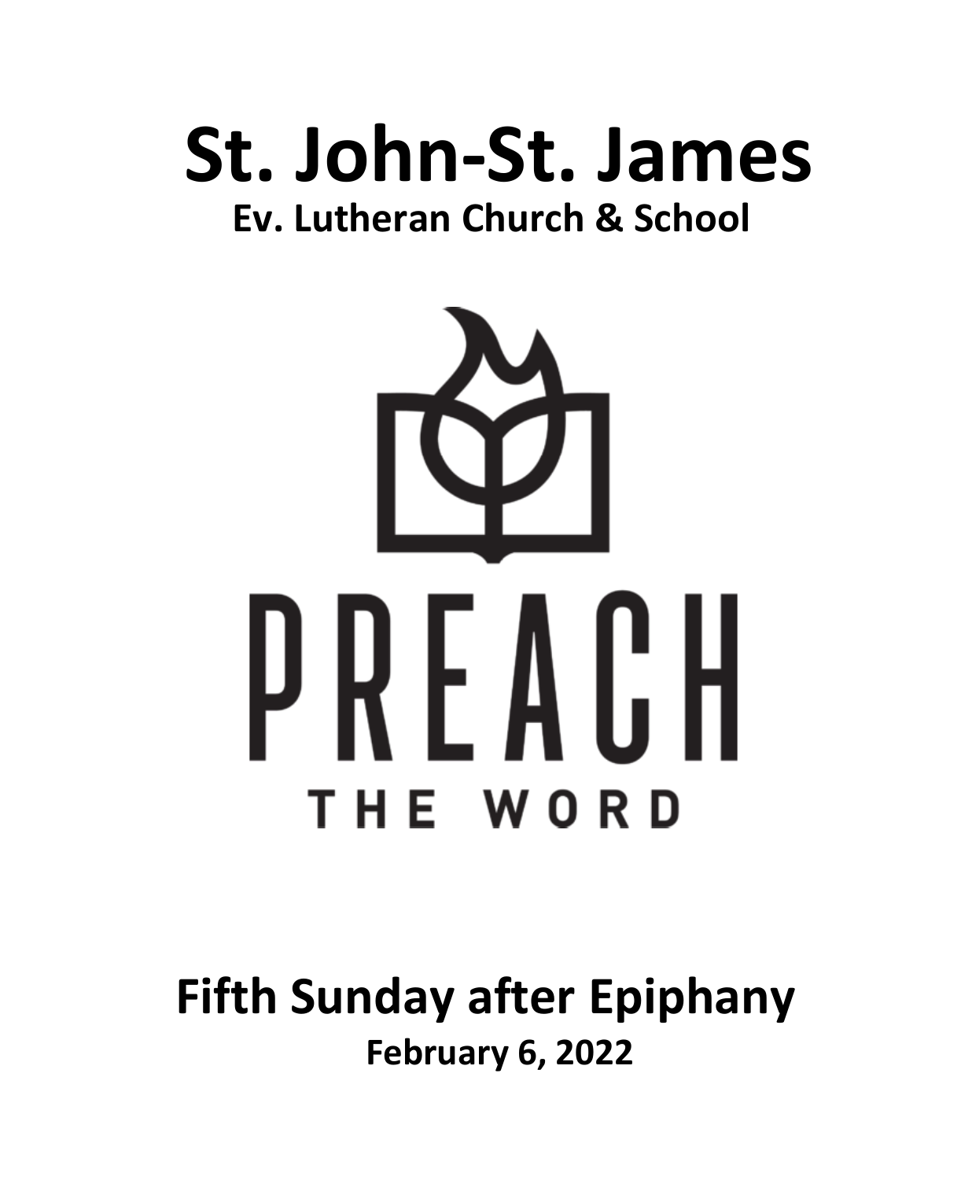# St. John-St. James

## Ev. Lutheran Church & School

PREACH

THE WORD

## Fifth Sunday after Epiphany

**February 6, 2022**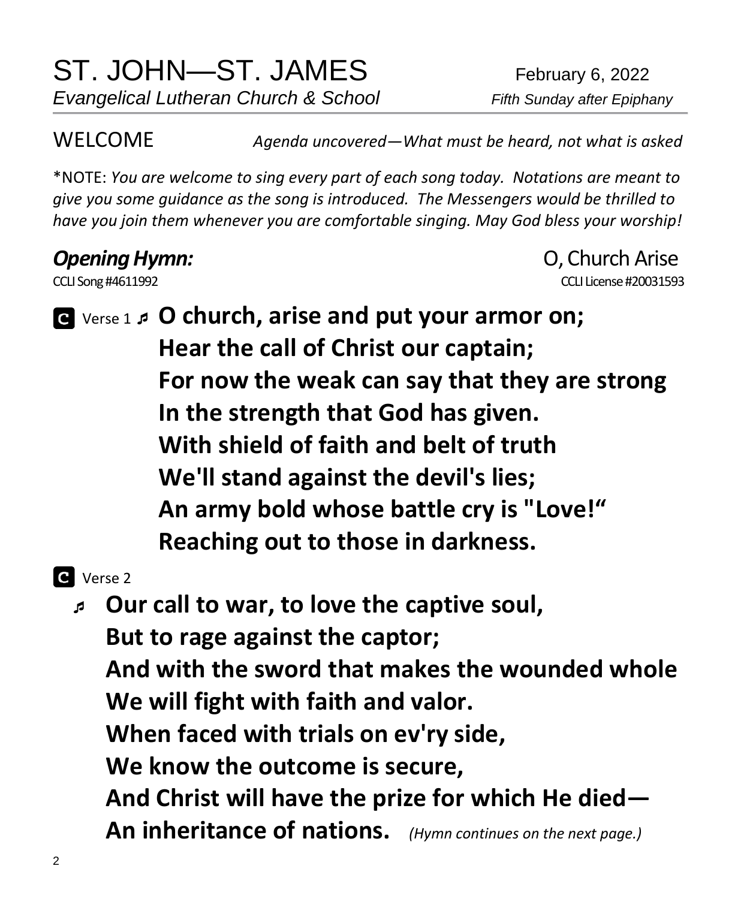# ST. JOHN—ST. JAMES

*Evangelical Lutheran Church & School*

February 6, 2022

*Fifth Sunday after Epiphany*

WELCOME *Agenda uncovered—What must be heard, not what is asked*

*NOTE: *You are welcome to sing every part of each song today. Notations are meant to give you some guidance as the song is introduced. The Messengers would be thrilled to have you join them whenever you are comfortable singing. May God bless your worship!*

***Opening Hymn:*** O, Church Arise

CCLI Song #4611992 CCLI License #20031593

**C** Verse 1 ♬ **O church, arise and put your armor on;**
**Hear the call of Christ our captain;**
**For now the weak can say that they are strong**
**In the strength that God has given.**
**With shield of faith and belt of truth**
**We'll stand against the devil's lies;**
**An army bold whose battle cry is "Love!"**
**Reaching out to those in darkness.**

**C** Verse 2

♬ **Our call to war, to love the captive soul,**
**But to rage against the captor;**
**And with the sword that makes the wounded whole**
**We will fight with faith and valor.**
**When faced with trials on ev'ry side,**
**We know the outcome is secure,**
**And Christ will have the prize for which He died—**
**An inheritance of nations.** *(Hymn continues on the next page.)*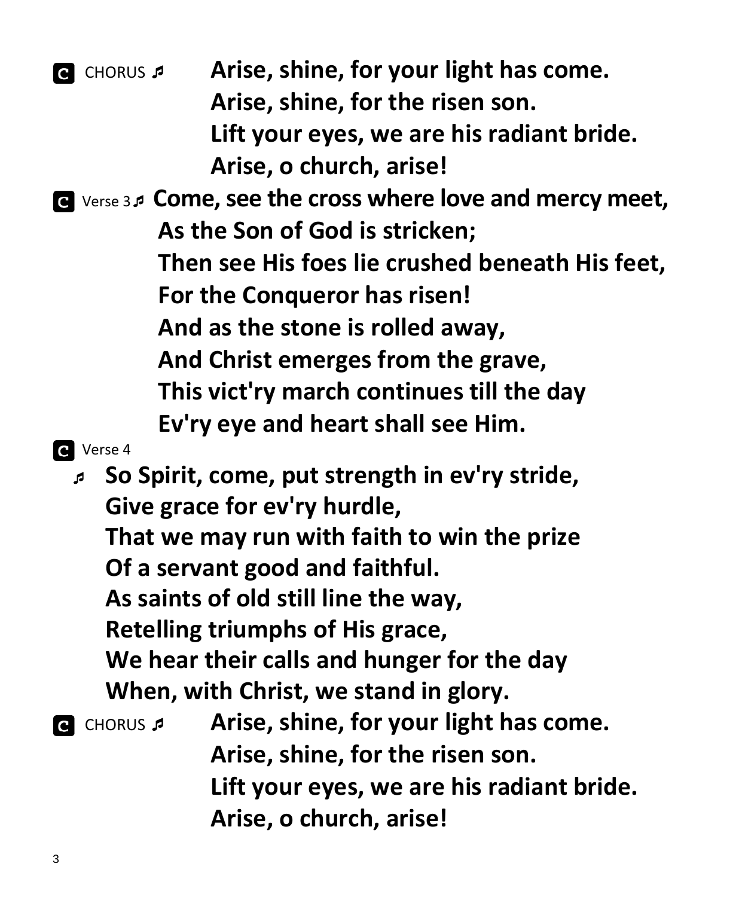**C** CHORUS ♬ **Arise, shine, for your light has come.**
**Arise, shine, for the risen son.**
**Lift your eyes, we are his radiant bride.**
**Arise, o church, arise!**

**C** Verse 3 ♬ **Come, see the cross where love and mercy meet,**
**As the Son of God is stricken;**
**Then see His foes lie crushed beneath His feet,**
**For the Conqueror has risen!**
**And as the stone is rolled away,**
**And Christ emerges from the grave,**
**This vict'ry march continues till the day**
**Ev'ry eye and heart shall see Him.**

**C** Verse 4

♬ **So Spirit, come, put strength in ev'ry stride,**
**Give grace for ev'ry hurdle,**
**That we may run with faith to win the prize**
**Of a servant good and faithful.**
**As saints of old still line the way,**
**Retelling triumphs of His grace,**
**We hear their calls and hunger for the day**
**When, with Christ, we stand in glory.**

**C** CHORUS ♬ **Arise, shine, for your light has come.**
**Arise, shine, for the risen son.**
**Lift your eyes, we are his radiant bride.**
**Arise, o church, arise!**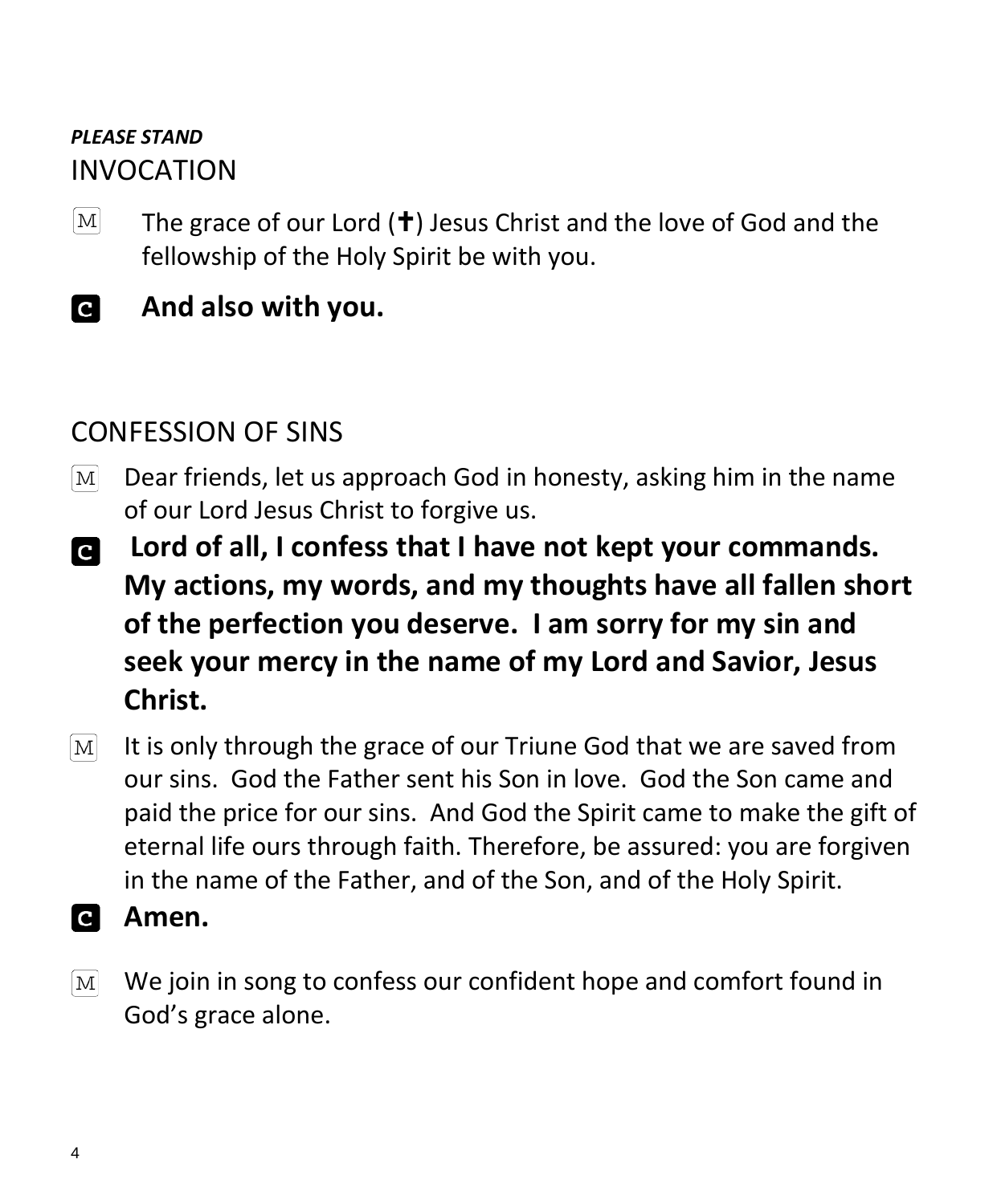***PLEASE STAND***

## INVOCATION

M The grace of our Lord (✝) Jesus Christ and the love of God and the fellowship of the Holy Spirit be with you.

C **And also with you.**

## CONFESSION OF SINS

M Dear friends, let us approach God in honesty, asking him in the name of our Lord Jesus Christ to forgive us.

C **Lord of all, I confess that I have not kept your commands. My actions, my words, and my thoughts have all fallen short of the perfection you deserve. I am sorry for my sin and seek your mercy in the name of my Lord and Savior, Jesus Christ.**

M It is only through the grace of our Triune God that we are saved from our sins. God the Father sent his Son in love. God the Son came and paid the price for our sins. And God the Spirit came to make the gift of eternal life ours through faith. Therefore, be assured: you are forgiven in the name of the Father, and of the Son, and of the Holy Spirit.

C **Amen.**

M We join in song to confess our confident hope and comfort found in God's grace alone.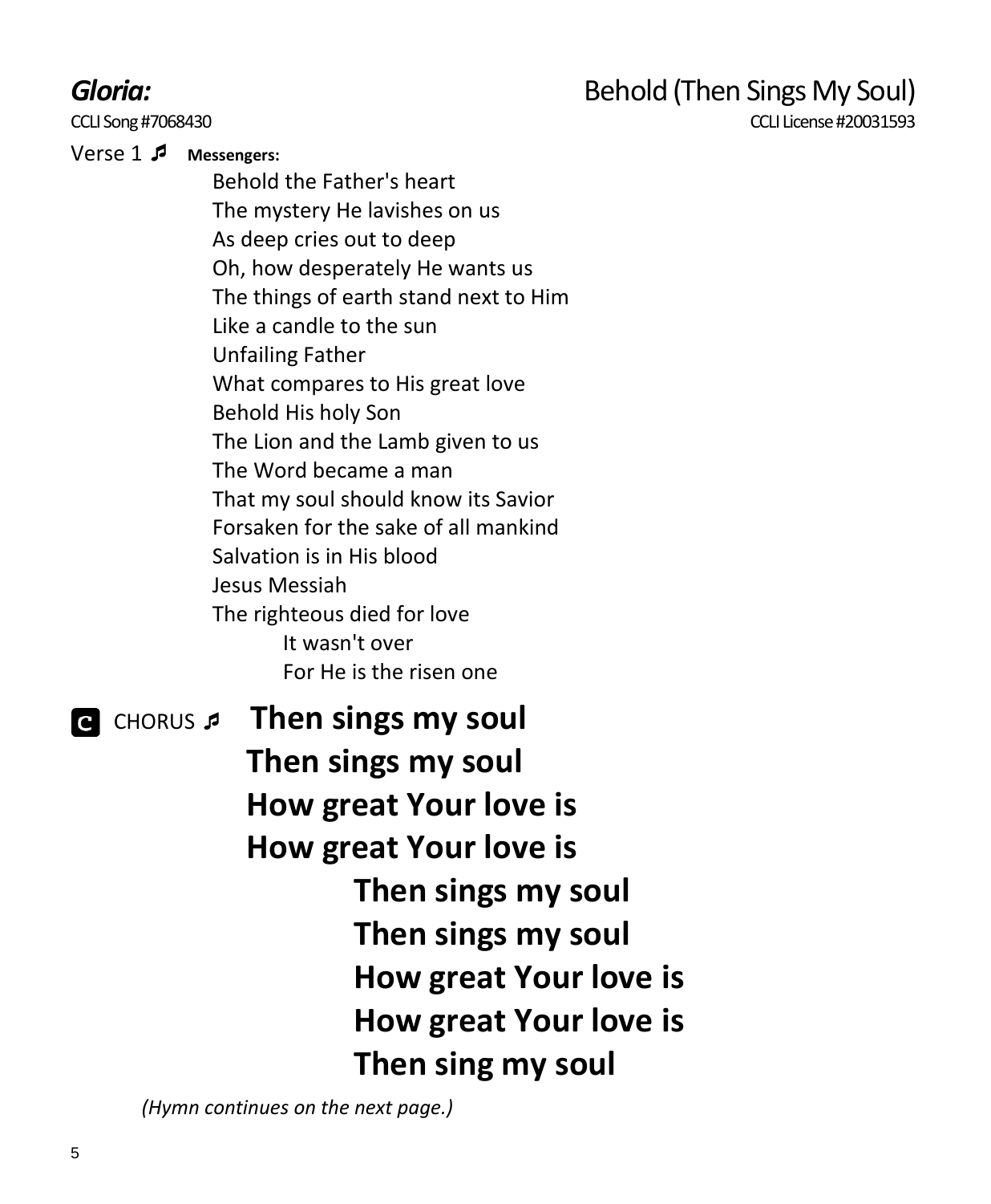***Gloria:*** Behold (Then Sings My Soul)

CCLI Song #7068430 CCLI License #20031593

Verse 1 ♬ **Messengers:**

Behold the Father's heart
The mystery He lavishes on us
As deep cries out to deep
Oh, how desperately He wants us
The things of earth stand next to Him
Like a candle to the sun
Unfailing Father
What compares to His great love
Behold His holy Son
The Lion and the Lamb given to us
The Word became a man
That my soul should know its Savior
Forsaken for the sake of all mankind
Salvation is in His blood
Jesus Messiah
The righteous died for love
It wasn't over
For He is the risen one

C CHORUS ♬ **Then sings my soul**
**Then sings my soul**
**How great Your love is**
**How great Your love is**
**Then sings my soul**
**Then sings my soul**
**How great Your love is**
**How great Your love is**
**Then sing my soul**

*(Hymn continues on the next page.)*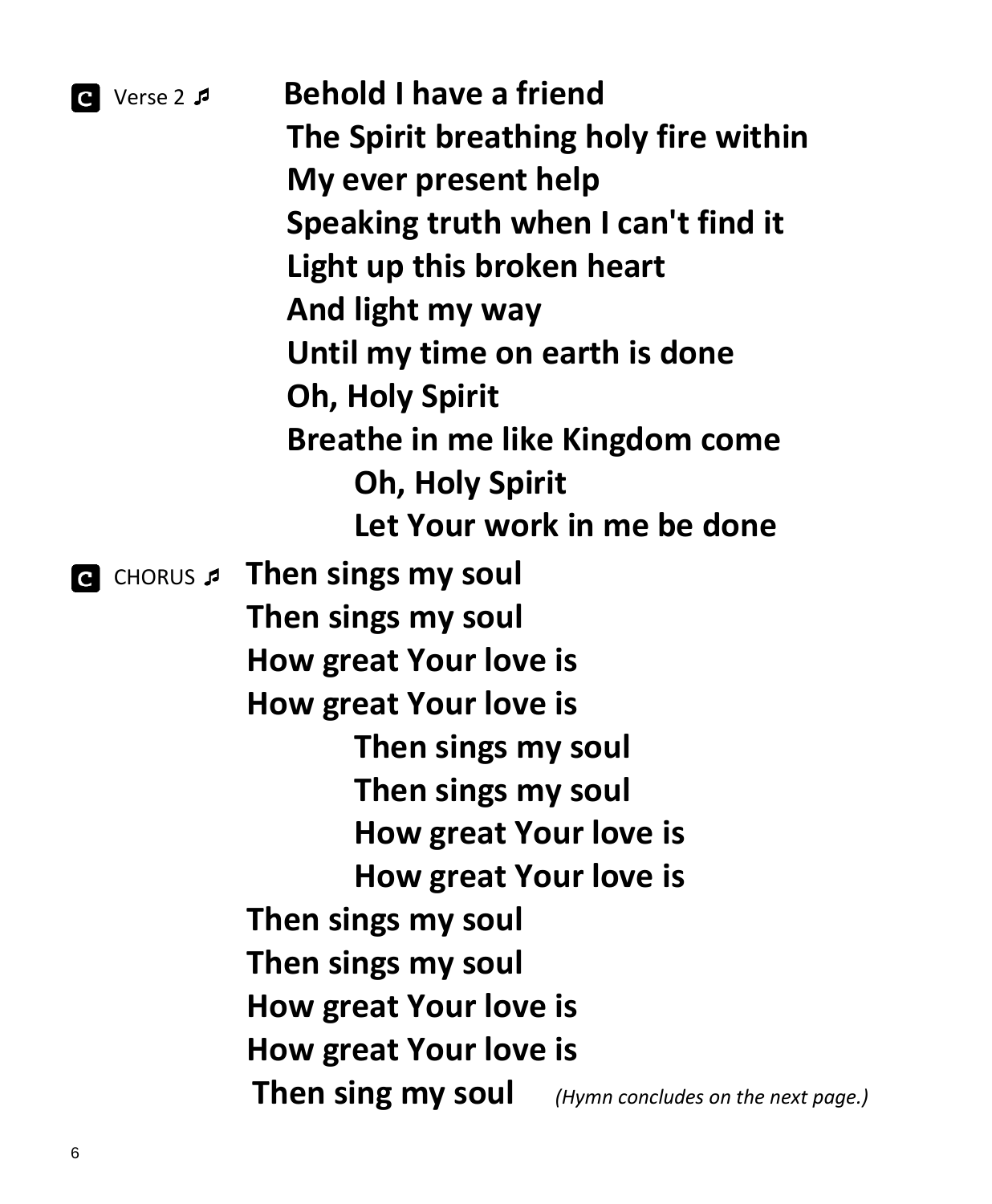**C** Verse 2 ♬ **Behold I have a friend**
**The Spirit breathing holy fire within**
**My ever present help**
**Speaking truth when I can't find it**
**Light up this broken heart**
**And light my way**
**Until my time on earth is done**
**Oh, Holy Spirit**
**Breathe in me like Kingdom come**
**Oh, Holy Spirit**
**Let Your work in me be done**

**C** CHORUS ♬ **Then sings my soul**
**Then sings my soul**
**How great Your love is**
**How great Your love is**
**Then sings my soul**
**Then sings my soul**
**How great Your love is**
**How great Your love is**
**Then sings my soul**
**Then sings my soul**
**How great Your love is**
**How great Your love is**
**Then sing my soul** *(Hymn concludes on the next page.)*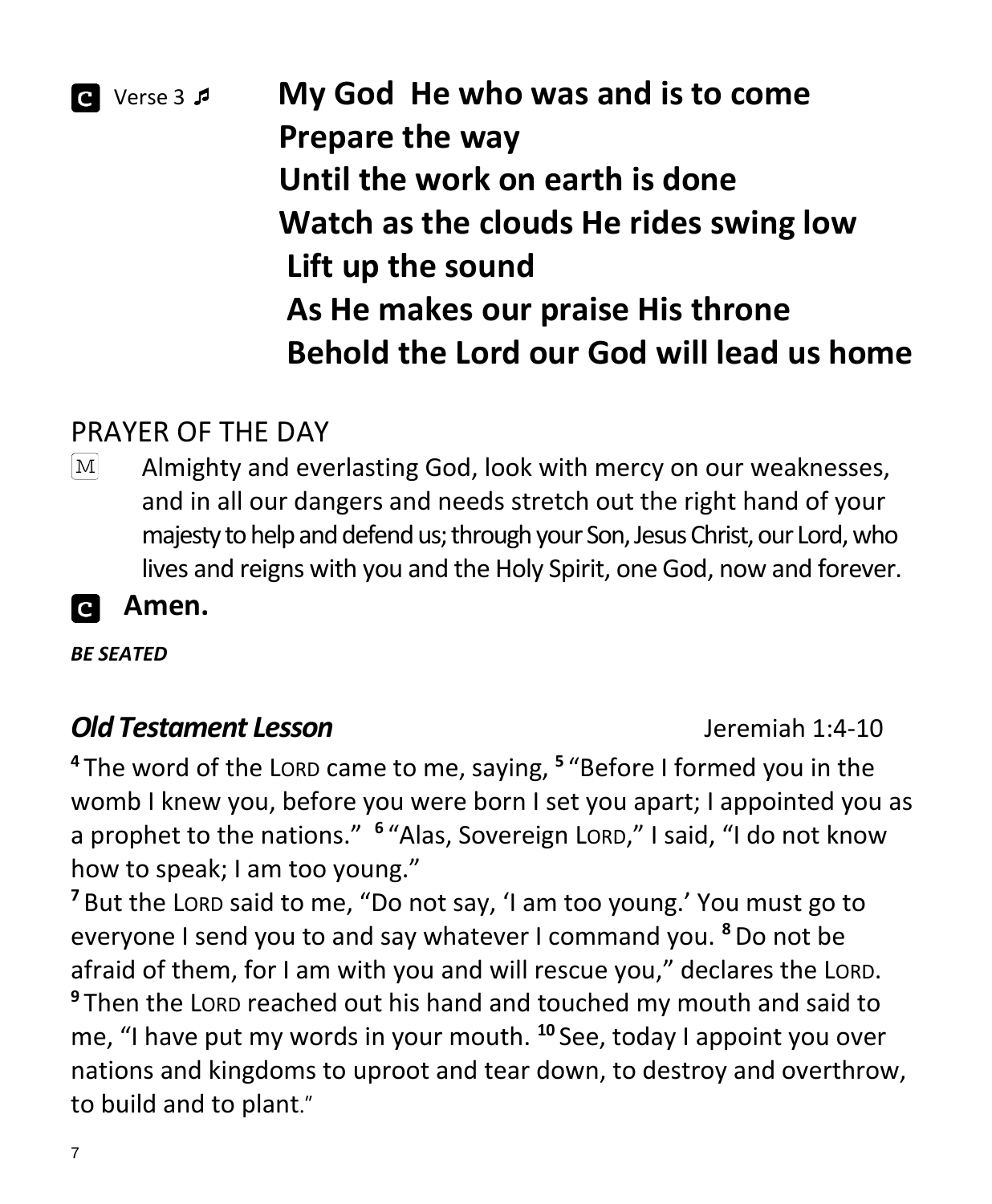**C** Verse 3 ♫ **My God He who was and is to come**
**Prepare the way**
**Until the work on earth is done**
**Watch as the clouds He rides swing low**
**Lift up the sound**
**As He makes our praise His throne**
**Behold the Lord our God will lead us home**

## PRAYER OF THE DAY

M Almighty and everlasting God, look with mercy on our weaknesses, and in all our dangers and needs stretch out the right hand of your majesty to help and defend us; through your Son, Jesus Christ, our Lord, who lives and reigns with you and the Holy Spirit, one God, now and forever.

**C** **Amen.**

***BE SEATED***

### ***Old Testament Lesson*** Jeremiah 1:4-10

[4] The word of the LORD came to me, saying, [5] "Before I formed you in the womb I knew you, before you were born I set you apart; I appointed you as a prophet to the nations." [6] "Alas, Sovereign LORD," I said, "I do not know how to speak; I am too young."
[7] But the LORD said to me, "Do not say, 'I am too young.' You must go to everyone I send you to and say whatever I command you. [8] Do not be afraid of them, for I am with you and will rescue you," declares the LORD. [9] Then the LORD reached out his hand and touched my mouth and said to me, "I have put my words in your mouth. [10] See, today I appoint you over nations and kingdoms to uproot and tear down, to destroy and overthrow, to build and to plant."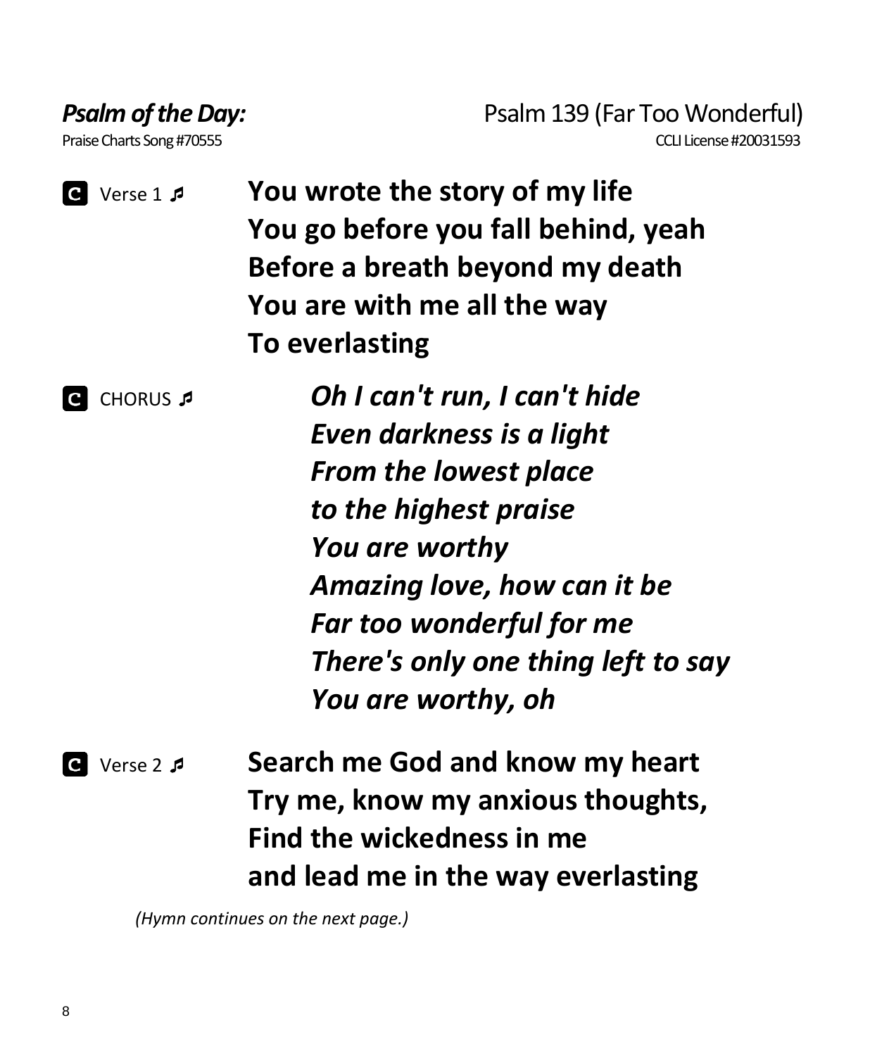***Psalm of the Day:*** Psalm 139 (Far Too Wonderful)

Praise Charts Song #70555 CCLI License #20031593

**C** Verse 1 ♬

**You wrote the story of my life**
**You go before you fall behind, yeah**
**Before a breath beyond my death**
**You are with me all the way**
**To everlasting**

**C** CHORUS ♬

***Oh I can't run, I can't hide***
***Even darkness is a light***
***From the lowest place***
***to the highest praise***
***You are worthy***
***Amazing love, how can it be***
***Far too wonderful for me***
***There's only one thing left to say***
***You are worthy, oh***

**C** Verse 2 ♬

**Search me God and know my heart**
**Try me, know my anxious thoughts,**
**Find the wickedness in me**
**and lead me in the way everlasting**

*(Hymn continues on the next page.)*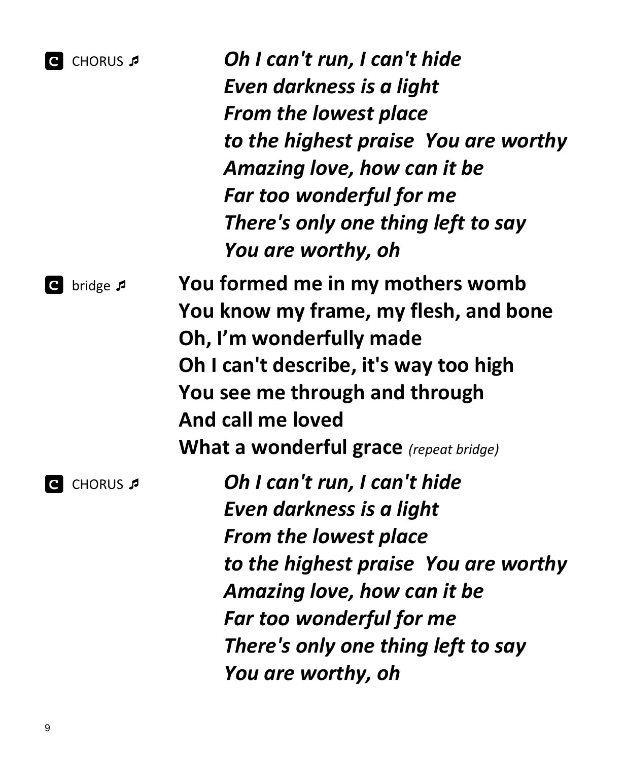**C** CHORUS ♬

***Oh I can't run, I can't hide***
***Even darkness is a light***
***From the lowest place***
***to the highest praise  You are worthy***
***Amazing love, how can it be***
***Far too wonderful for me***
***There's only one thing left to say***
***You are worthy, oh***

**C** bridge ♬

**You formed me in my mothers womb**
**You know my frame, my flesh, and bone**
**Oh, I'm wonderfully made**
**Oh I can't describe, it's way too high**
**You see me through and through**
**And call me loved**
**What a wonderful grace** *(repeat bridge)*

**C** CHORUS ♬

***Oh I can't run, I can't hide***
***Even darkness is a light***
***From the lowest place***
***to the highest praise  You are worthy***
***Amazing love, how can it be***
***Far too wonderful for me***
***There's only one thing left to say***
***You are worthy, oh***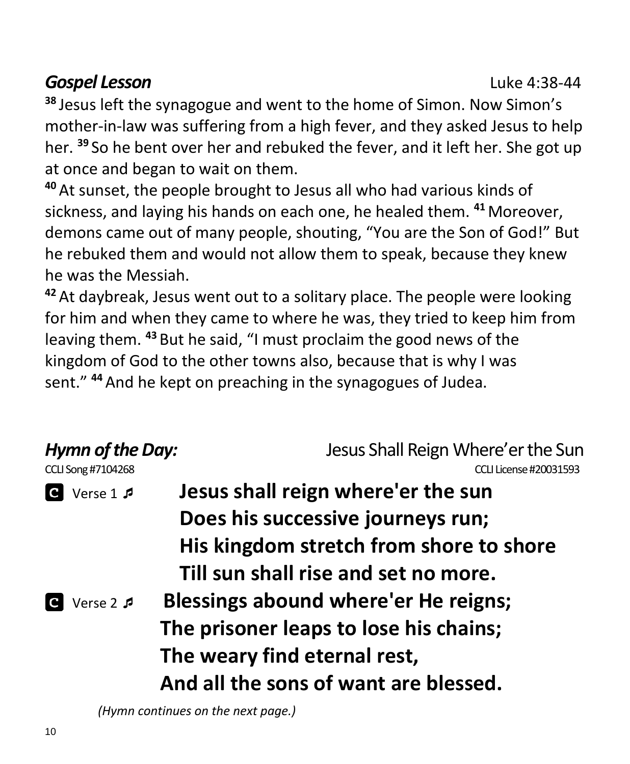***Gospel Lesson*** Luke 4:38-44

[38] Jesus left the synagogue and went to the home of Simon. Now Simon's mother-in-law was suffering from a high fever, and they asked Jesus to help her. [39] So he bent over her and rebuked the fever, and it left her. She got up at once and began to wait on them.

[40] At sunset, the people brought to Jesus all who had various kinds of sickness, and laying his hands on each one, he healed them. [41] Moreover, demons came out of many people, shouting, "You are the Son of God!" But he rebuked them and would not allow them to speak, because they knew he was the Messiah.

[42] At daybreak, Jesus went out to a solitary place. The people were looking for him and when they came to where he was, they tried to keep him from leaving them. [43] But he said, "I must proclaim the good news of the kingdom of God to the other towns also, because that is why I was sent." [44] And he kept on preaching in the synagogues of Judea.

***Hymn of the Day:*** Jesus Shall Reign Where'er the Sun

CCLI Song #7104268 CCLI License #20031593

**C** Verse 1 ♫

**Jesus shall reign where'er the sun**
**Does his successive journeys run;**
**His kingdom stretch from shore to shore**
**Till sun shall rise and set no more.**

**C** Verse 2 ♫

**Blessings abound where'er He reigns;**
**The prisoner leaps to lose his chains;**
**The weary find eternal rest,**
**And all the sons of want are blessed.**

*(Hymn continues on the next page.)*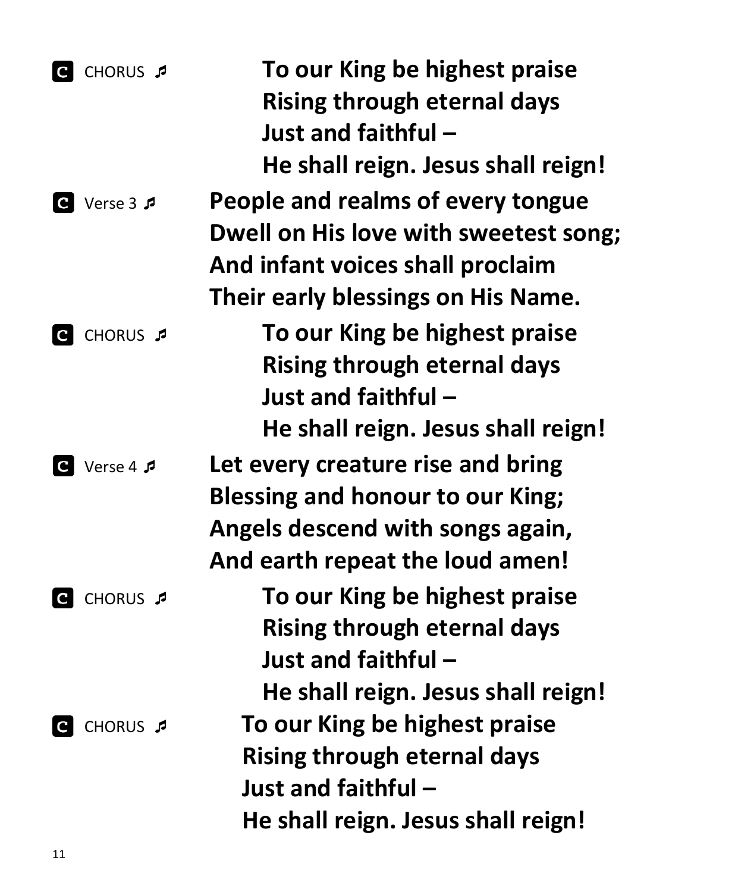**C** CHORUS ♬

**To our King be highest praise**
**Rising through eternal days**
**Just and faithful –**
**He shall reign. Jesus shall reign!**

**C** Verse 3 ♬

**People and realms of every tongue**
**Dwell on His love with sweetest song;**
**And infant voices shall proclaim**
**Their early blessings on His Name.**

**C** CHORUS ♬

**To our King be highest praise**
**Rising through eternal days**
**Just and faithful –**
**He shall reign. Jesus shall reign!**

**C** Verse 4 ♬

**Let every creature rise and bring**
**Blessing and honour to our King;**
**Angels descend with songs again,**
**And earth repeat the loud amen!**

**C** CHORUS ♬

**To our King be highest praise**
**Rising through eternal days**
**Just and faithful –**
**He shall reign. Jesus shall reign!**

**C** CHORUS ♬

**To our King be highest praise**
**Rising through eternal days**
**Just and faithful –**
**He shall reign. Jesus shall reign!**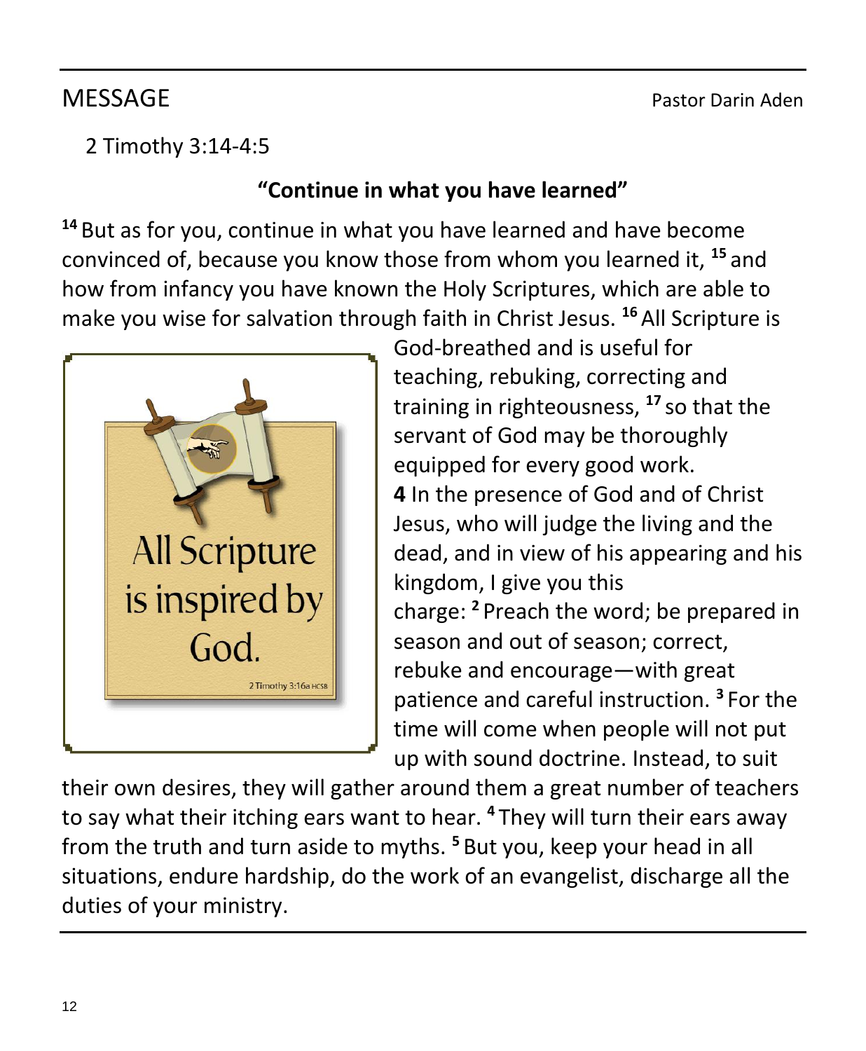## MESSAGE

Pastor Darin Aden

2 Timothy 3:14-4:5

**"Continue in what you have learned"**

[14] But as for you, continue in what you have learned and have become convinced of, because you know those from whom you learned it, [15] and how from infancy you have known the Holy Scriptures, which are able to make you wise for salvation through faith in Christ Jesus. [16] All Scripture is God-breathed and is useful for teaching, rebuking, correcting and training in righteousness, [17] so that the servant of God may be thoroughly equipped for every good work.

**4** In the presence of God and of Christ Jesus, who will judge the living and the dead, and in view of his appearing and his kingdom, I give you this charge: [2] Preach the word; be prepared in season and out of season; correct, rebuke and encourage—with great patience and careful instruction. [3] For the time will come when people will not put up with sound doctrine. Instead, to suit their own desires, they will gather around them a great number of teachers to say what their itching ears want to hear. [4] They will turn their ears away from the truth and turn aside to myths. [5] But you, keep your head in all situations, endure hardship, do the work of an evangelist, discharge all the duties of your ministry.

All Scripture is inspired by God.

2 Timothy 3:16a HCSB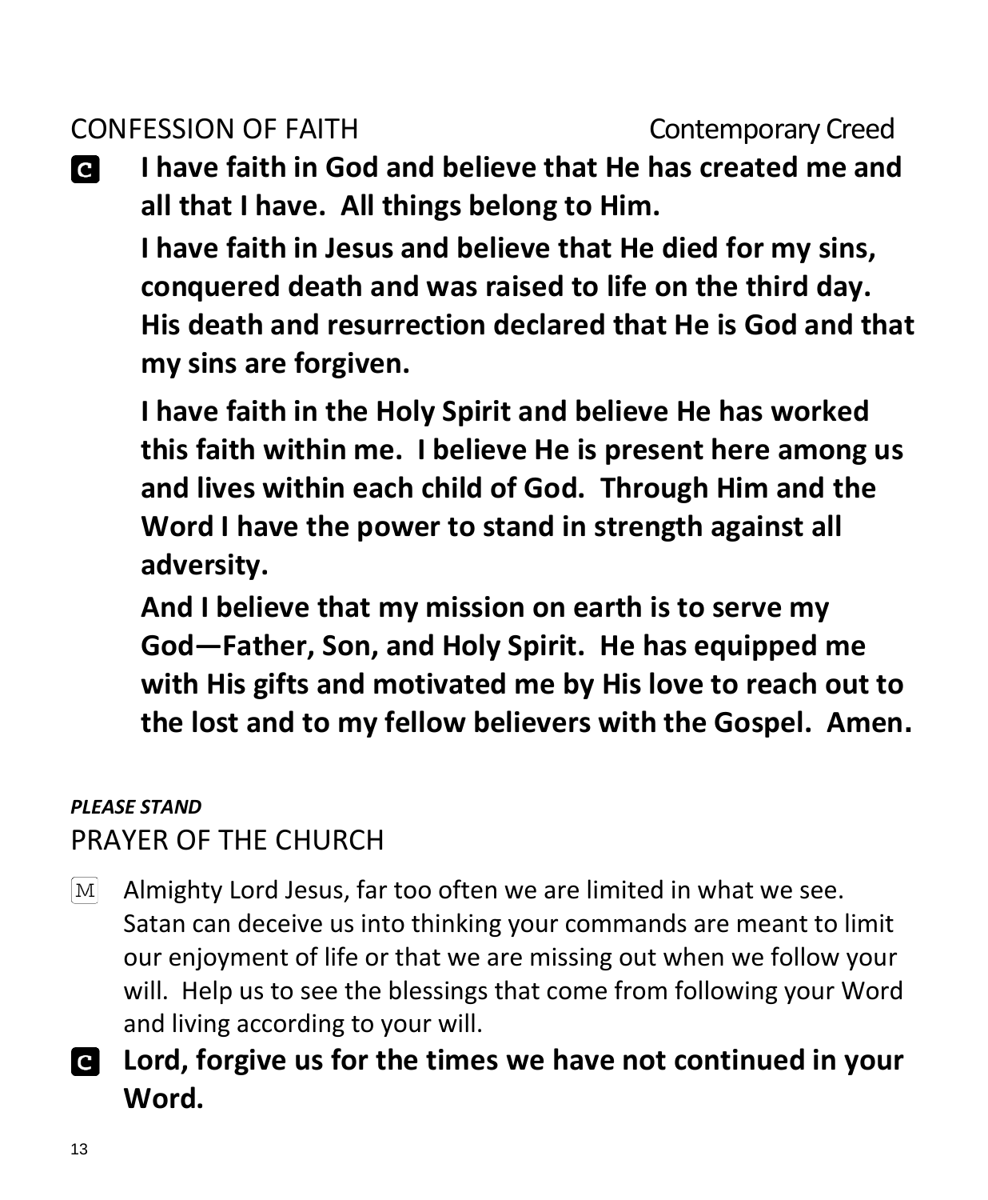CONFESSION OF FAITH Contemporary Creed

**C** **I have faith in God and believe that He has created me and all that I have. All things belong to Him.**

**I have faith in Jesus and believe that He died for my sins, conquered death and was raised to life on the third day. His death and resurrection declared that He is God and that my sins are forgiven.**

**I have faith in the Holy Spirit and believe He has worked this faith within me. I believe He is present here among us and lives within each child of God. Through Him and the Word I have the power to stand in strength against all adversity.**

**And I believe that my mission on earth is to serve my God—Father, Son, and Holy Spirit. He has equipped me with His gifts and motivated me by His love to reach out to the lost and to my fellow believers with the Gospel. Amen.**

***PLEASE STAND***

PRAYER OF THE CHURCH

M Almighty Lord Jesus, far too often we are limited in what we see. Satan can deceive us into thinking your commands are meant to limit our enjoyment of life or that we are missing out when we follow your will. Help us to see the blessings that come from following your Word and living according to your will.

**C** **Lord, forgive us for the times we have not continued in your Word.**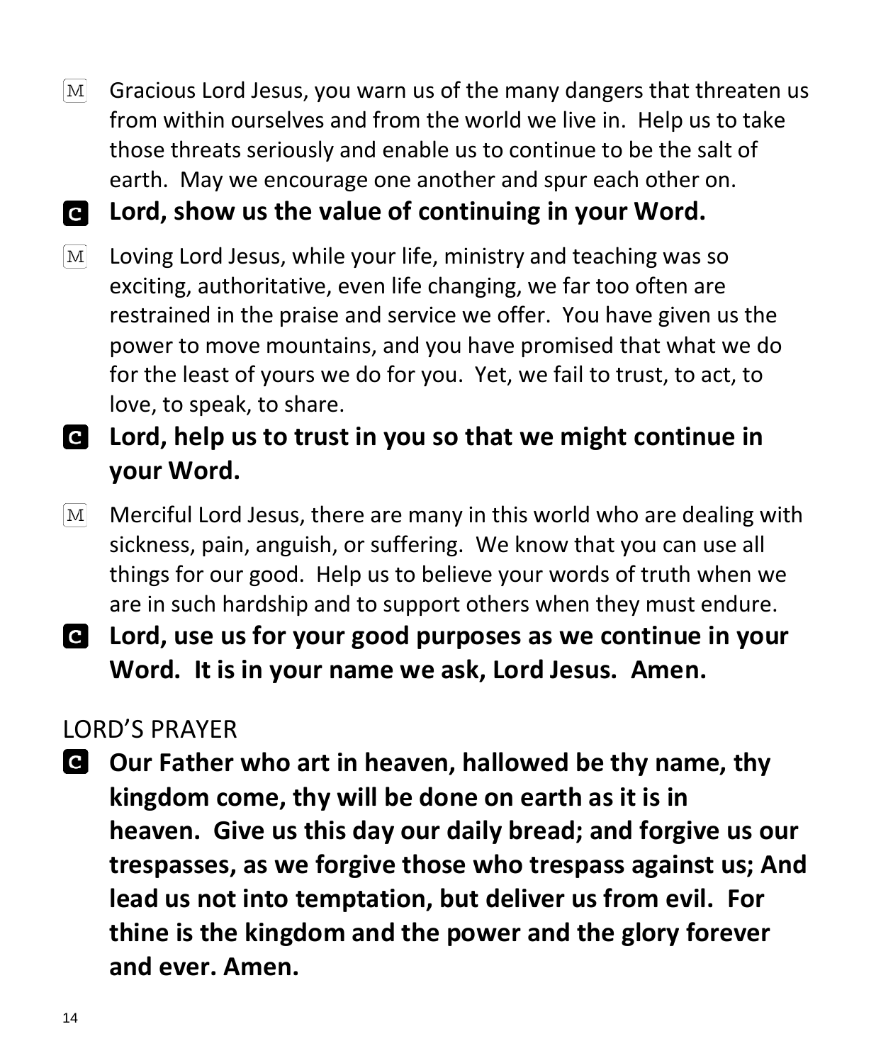M Gracious Lord Jesus, you warn us of the many dangers that threaten us from within ourselves and from the world we live in. Help us to take those threats seriously and enable us to continue to be the salt of earth. May we encourage one another and spur each other on.

**C Lord, show us the value of continuing in your Word.**

M Loving Lord Jesus, while your life, ministry and teaching was so exciting, authoritative, even life changing, we far too often are restrained in the praise and service we offer. You have given us the power to move mountains, and you have promised that what we do for the least of yours we do for you. Yet, we fail to trust, to act, to love, to speak, to share.

**C Lord, help us to trust in you so that we might continue in your Word.**

M Merciful Lord Jesus, there are many in this world who are dealing with sickness, pain, anguish, or suffering. We know that you can use all things for our good. Help us to believe your words of truth when we are in such hardship and to support others when they must endure.

**C Lord, use us for your good purposes as we continue in your Word. It is in your name we ask, Lord Jesus. Amen.**

## LORD'S PRAYER

**C Our Father who art in heaven, hallowed be thy name, thy kingdom come, thy will be done on earth as it is in heaven. Give us this day our daily bread; and forgive us our trespasses, as we forgive those who trespass against us; And lead us not into temptation, but deliver us from evil. For thine is the kingdom and the power and the glory forever and ever. Amen.**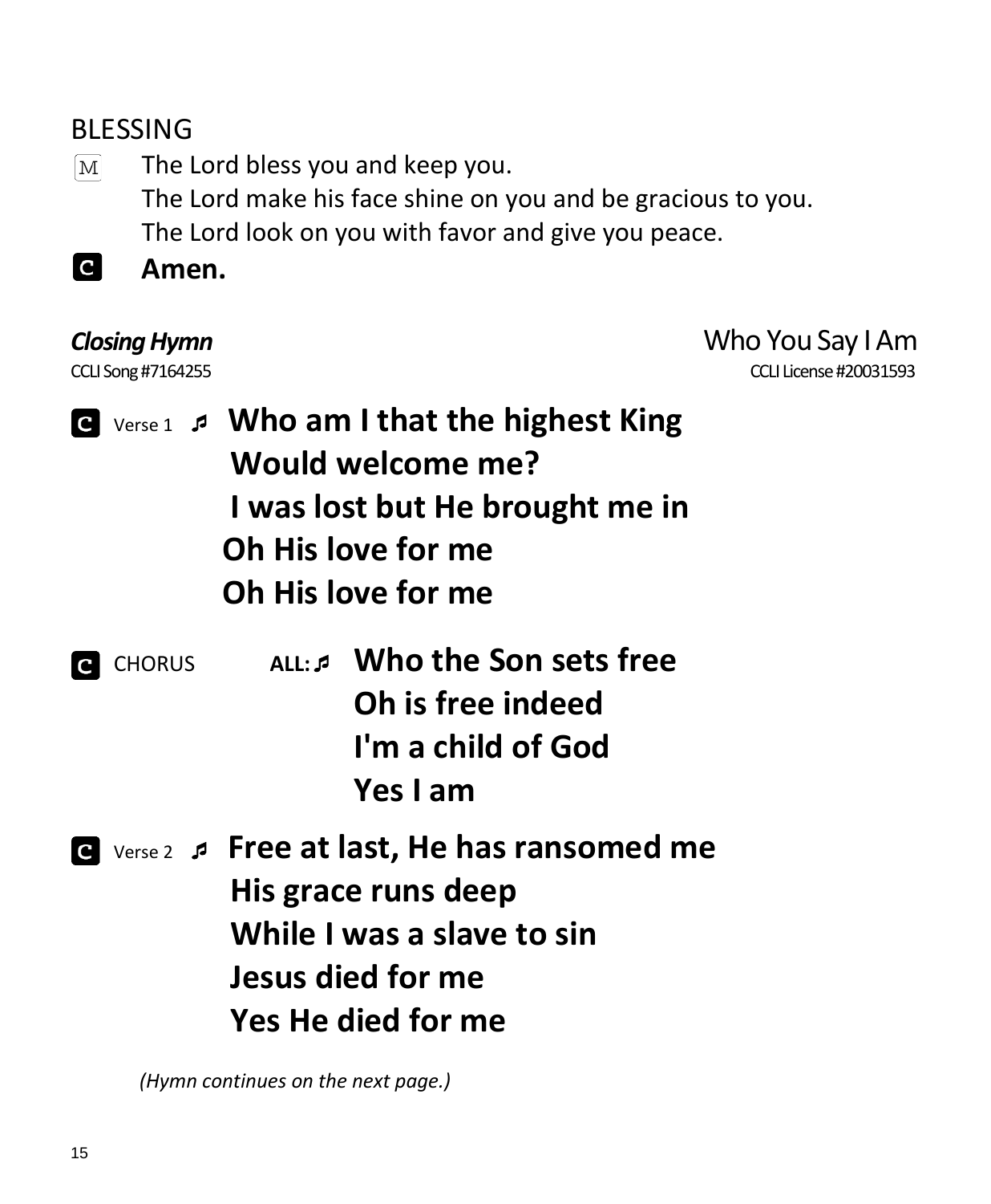## BLESSING

M The Lord bless you and keep you.
The Lord make his face shine on you and be gracious to you.
The Lord look on you with favor and give you peace.

C **Amen.**

***Closing Hymn*** Who You Say I Am

CCLI Song #7164255 CCLI License #20031593

C Verse 1 ♬ **Who am I that the highest King**
**Would welcome me?**
**I was lost but He brought me in**
**Oh His love for me**
**Oh His love for me**

C CHORUS **ALL:** ♬ **Who the Son sets free**
**Oh is free indeed**
**I'm a child of God**
**Yes I am**

C Verse 2 ♬ **Free at last, He has ransomed me**
**His grace runs deep**
**While I was a slave to sin**
**Jesus died for me**
**Yes He died for me**

*(Hymn continues on the next page.)*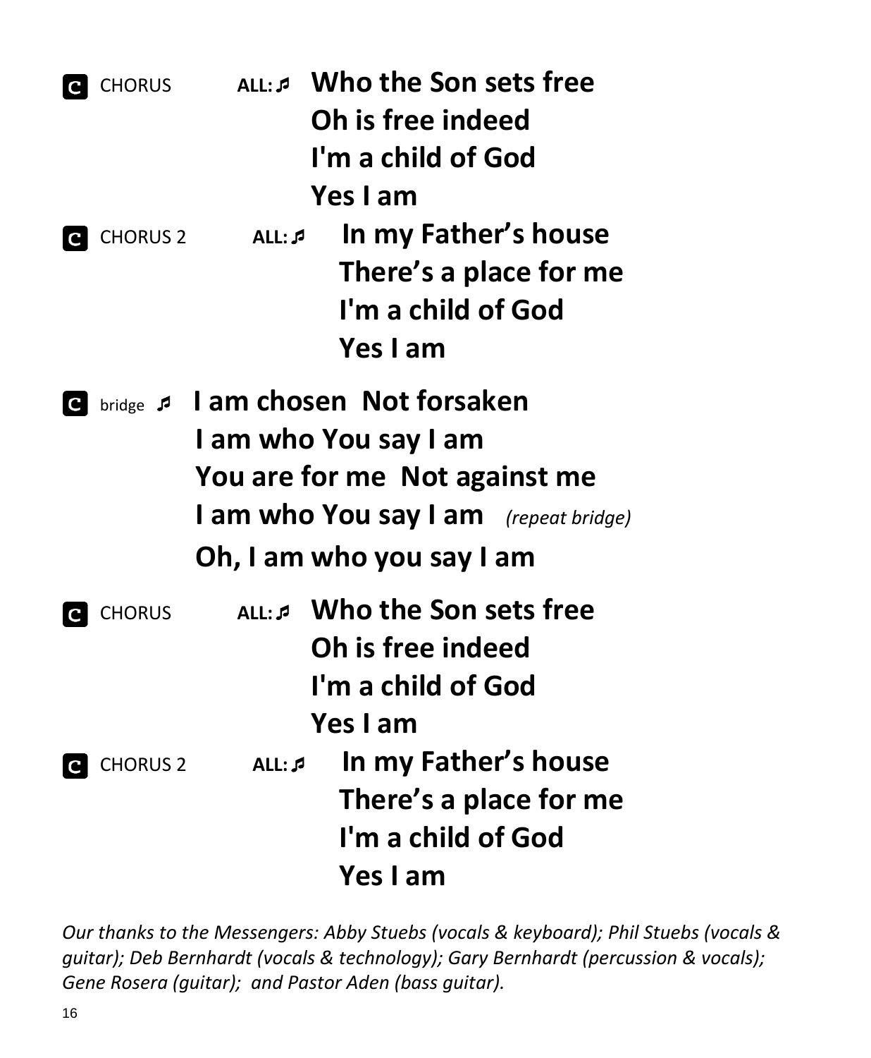**C** CHORUS ALL: ♬ **Who the Son sets free**
**Oh is free indeed**
**I'm a child of God**
**Yes I am**

**C** CHORUS 2 ALL: ♬ **In my Father's house**
**There's a place for me**
**I'm a child of God**
**Yes I am**

**C** bridge ♬ **I am chosen Not forsaken**
**I am who You say I am**
**You are for me Not against me**
**I am who You say I am** *(repeat bridge)*
**Oh, I am who you say I am**

**C** CHORUS ALL: ♬ **Who the Son sets free**
**Oh is free indeed**
**I'm a child of God**
**Yes I am**

**C** CHORUS 2 ALL: ♬ **In my Father's house**
**There's a place for me**
**I'm a child of God**
**Yes I am**

*Our thanks to the Messengers: Abby Stuebs (vocals & keyboard); Phil Stuebs (vocals & guitar); Deb Bernhardt (vocals & technology); Gary Bernhardt (percussion & vocals); Gene Rosera (guitar); and Pastor Aden (bass guitar).*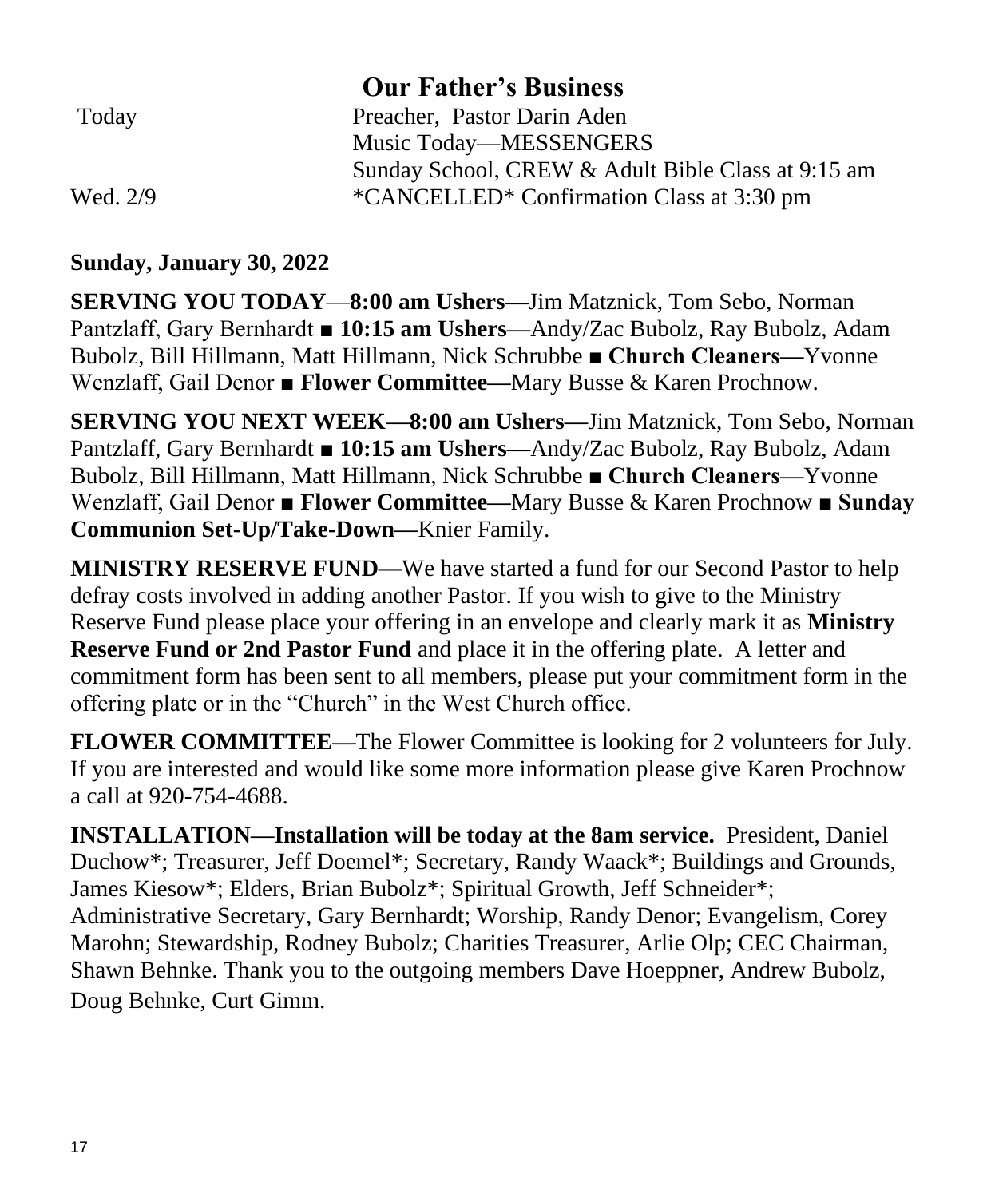## Our Father's Business

| | |
|---|---|
| Today | Preacher, Pastor Darin Aden |
| | Music Today—MESSENGERS |
| | Sunday School, CREW & Adult Bible Class at 9:15 am |
| Wed. 2/9 | *CANCELLED* Confirmation Class at 3:30 pm |

**Sunday, January 30, 2022**

**SERVING YOU TODAY**—**8:00 am Ushers—**Jim Matznick, Tom Sebo, Norman Pantzlaff, Gary Bernhardt ■ **10:15 am Ushers—**Andy/Zac Bubolz, Ray Bubolz, Adam Bubolz, Bill Hillmann, Matt Hillmann, Nick Schrubbe ■ **Church Cleaners—**Yvonne Wenzlaff, Gail Denor ■ **Flower Committee—**Mary Busse & Karen Prochnow.

**SERVING YOU NEXT WEEK—8:00 am Ushers—**Jim Matznick, Tom Sebo, Norman Pantzlaff, Gary Bernhardt ■ **10:15 am Ushers—**Andy/Zac Bubolz, Ray Bubolz, Adam Bubolz, Bill Hillmann, Matt Hillmann, Nick Schrubbe ■ **Church Cleaners—**Yvonne Wenzlaff, Gail Denor ■ **Flower Committee—**Mary Busse & Karen Prochnow ■ **Sunday Communion Set-Up/Take-Down—**Knier Family.

**MINISTRY RESERVE FUND**—We have started a fund for our Second Pastor to help defray costs involved in adding another Pastor. If you wish to give to the Ministry Reserve Fund please place your offering in an envelope and clearly mark it as **Ministry Reserve Fund or 2nd Pastor Fund** and place it in the offering plate. A letter and commitment form has been sent to all members, please put your commitment form in the offering plate or in the "Church" in the West Church office.

**FLOWER COMMITTEE—**The Flower Committee is looking for 2 volunteers for July. If you are interested and would like some more information please give Karen Prochnow a call at 920-754-4688.

**INSTALLATION—Installation will be today at the 8am service.** President, Daniel Duchow*; Treasurer, Jeff Doemel*; Secretary, Randy Waack*; Buildings and Grounds, James Kiesow*; Elders, Brian Bubolz*; Spiritual Growth, Jeff Schneider*; Administrative Secretary, Gary Bernhardt; Worship, Randy Denor; Evangelism, Corey Marohn; Stewardship, Rodney Bubolz; Charities Treasurer, Arlie Olp; CEC Chairman, Shawn Behnke. Thank you to the outgoing members Dave Hoeppner, Andrew Bubolz, Doug Behnke, Curt Gimm.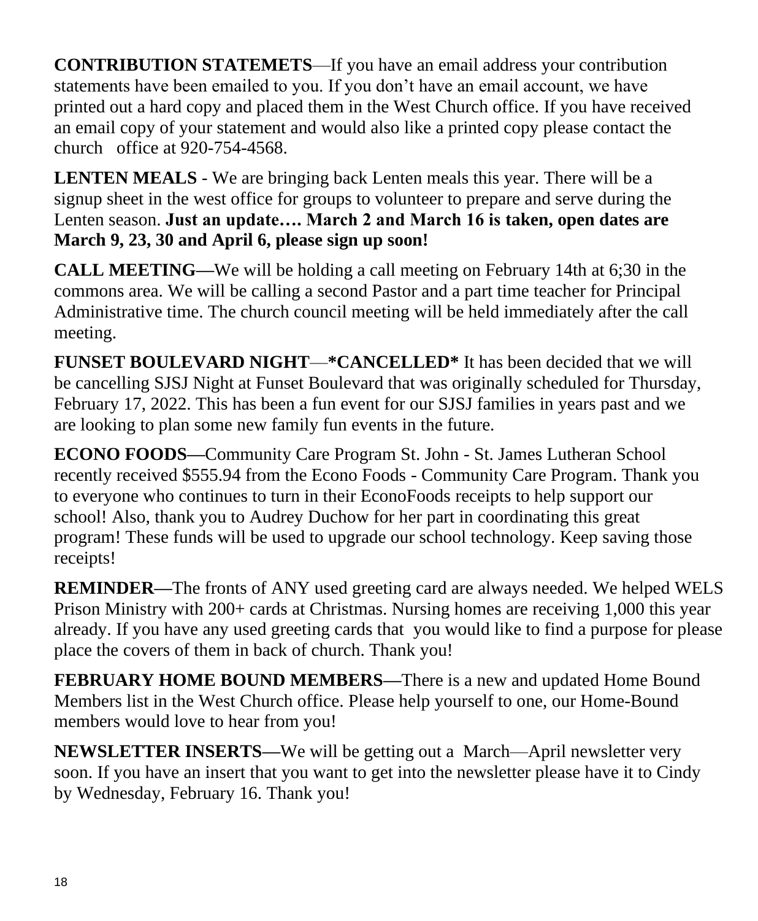**CONTRIBUTION STATEMETS**—If you have an email address your contribution statements have been emailed to you. If you don't have an email account, we have printed out a hard copy and placed them in the West Church office. If you have received an email copy of your statement and would also like a printed copy please contact the church office at 920-754-4568.

**LENTEN MEALS** - We are bringing back Lenten meals this year. There will be a signup sheet in the west office for groups to volunteer to prepare and serve during the Lenten season. **Just an update…. March 2 and March 16 is taken, open dates are March 9, 23, 30 and April 6, please sign up soon!**

**CALL MEETING—**We will be holding a call meeting on February 14th at 6;30 in the commons area. We will be calling a second Pastor and a part time teacher for Principal Administrative time. The church council meeting will be held immediately after the call meeting.

**FUNSET BOULEVARD NIGHT**—**\*CANCELLED\*** It has been decided that we will be cancelling SJSJ Night at Funset Boulevard that was originally scheduled for Thursday, February 17, 2022. This has been a fun event for our SJSJ families in years past and we are looking to plan some new family fun events in the future.

**ECONO FOODS—**Community Care Program St. John - St. James Lutheran School recently received $555.94 from the Econo Foods - Community Care Program. Thank you to everyone who continues to turn in their EconoFoods receipts to help support our school! Also, thank you to Audrey Duchow for her part in coordinating this great program! These funds will be used to upgrade our school technology. Keep saving those receipts!

**REMINDER—**The fronts of ANY used greeting card are always needed. We helped WELS Prison Ministry with 200+ cards at Christmas. Nursing homes are receiving 1,000 this year already. If you have any used greeting cards that you would like to find a purpose for please place the covers of them in back of church. Thank you!

**FEBRUARY HOME BOUND MEMBERS—**There is a new and updated Home Bound Members list in the West Church office. Please help yourself to one, our Home-Bound members would love to hear from you!

**NEWSLETTER INSERTS—**We will be getting out a March—April newsletter very soon. If you have an insert that you want to get into the newsletter please have it to Cindy by Wednesday, February 16. Thank you!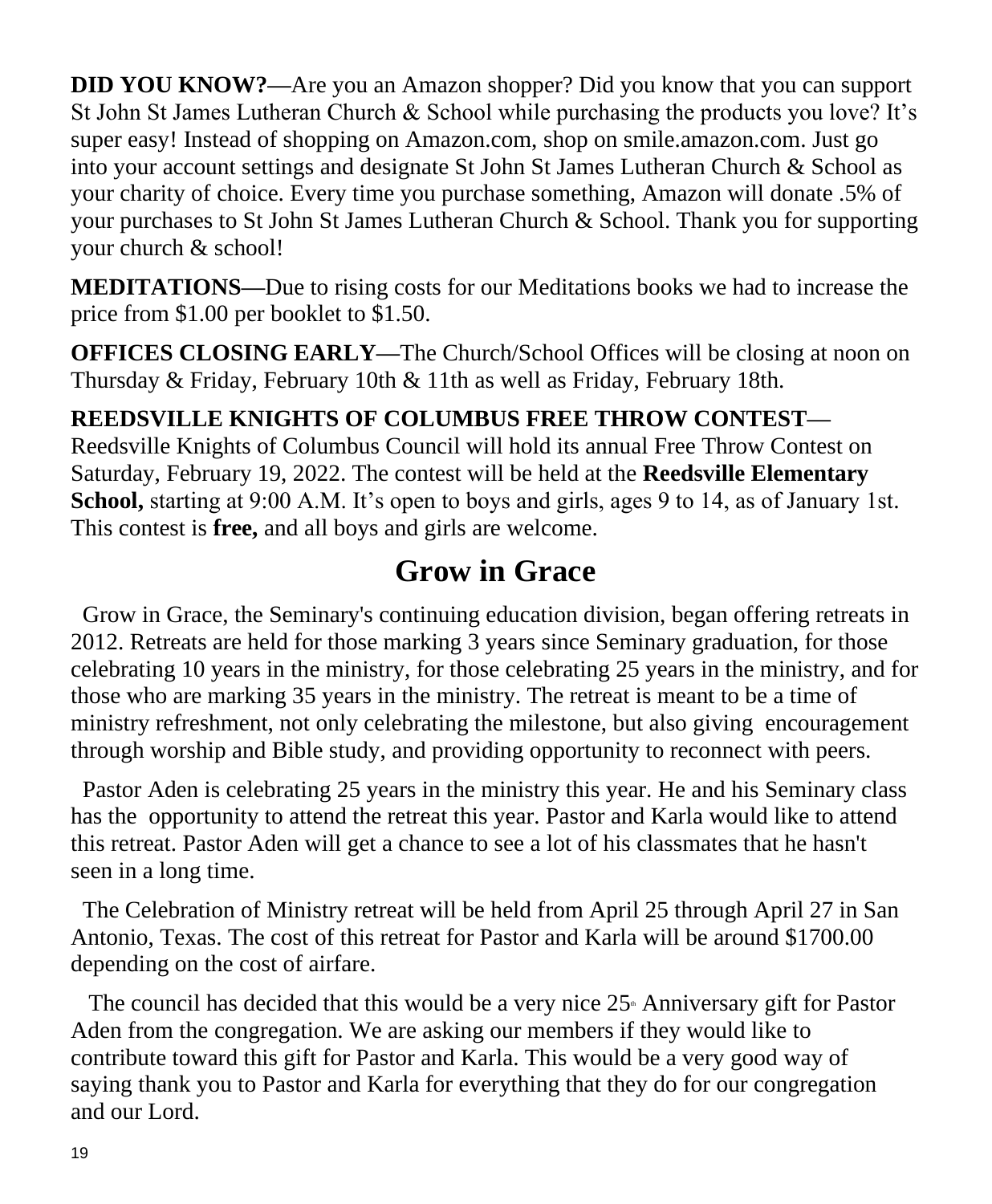**DID YOU KNOW?—**Are you an Amazon shopper? Did you know that you can support St John St James Lutheran Church & School while purchasing the products you love? It's super easy! Instead of shopping on Amazon.com, shop on smile.amazon.com. Just go into your account settings and designate St John St James Lutheran Church & School as your charity of choice. Every time you purchase something, Amazon will donate .5% of your purchases to St John St James Lutheran Church & School. Thank you for supporting your church & school!

**MEDITATIONS—**Due to rising costs for our Meditations books we had to increase the price from $1.00 per booklet to $1.50.

**OFFICES CLOSING EARLY—**The Church/School Offices will be closing at noon on Thursday & Friday, February 10th & 11th as well as Friday, February 18th.

**REEDSVILLE KNIGHTS OF COLUMBUS FREE THROW CONTEST—** Reedsville Knights of Columbus Council will hold its annual Free Throw Contest on Saturday, February 19, 2022. The contest will be held at the **Reedsville Elementary School,** starting at 9:00 A.M. It's open to boys and girls, ages 9 to 14, as of January 1st. This contest is **free,** and all boys and girls are welcome.

# Grow in Grace

Grow in Grace, the Seminary's continuing education division, began offering retreats in 2012. Retreats are held for those marking 3 years since Seminary graduation, for those celebrating 10 years in the ministry, for those celebrating 25 years in the ministry, and for those who are marking 35 years in the ministry. The retreat is meant to be a time of ministry refreshment, not only celebrating the milestone, but also giving encouragement through worship and Bible study, and providing opportunity to reconnect with peers.

Pastor Aden is celebrating 25 years in the ministry this year. He and his Seminary class has the opportunity to attend the retreat this year. Pastor and Karla would like to attend this retreat. Pastor Aden will get a chance to see a lot of his classmates that he hasn't seen in a long time.

The Celebration of Ministry retreat will be held from April 25 through April 27 in San Antonio, Texas. The cost of this retreat for Pastor and Karla will be around $1700.00 depending on the cost of airfare.

The council has decided that this would be a very nice 25th Anniversary gift for Pastor Aden from the congregation. We are asking our members if they would like to contribute toward this gift for Pastor and Karla. This would be a very good way of saying thank you to Pastor and Karla for everything that they do for our congregation and our Lord.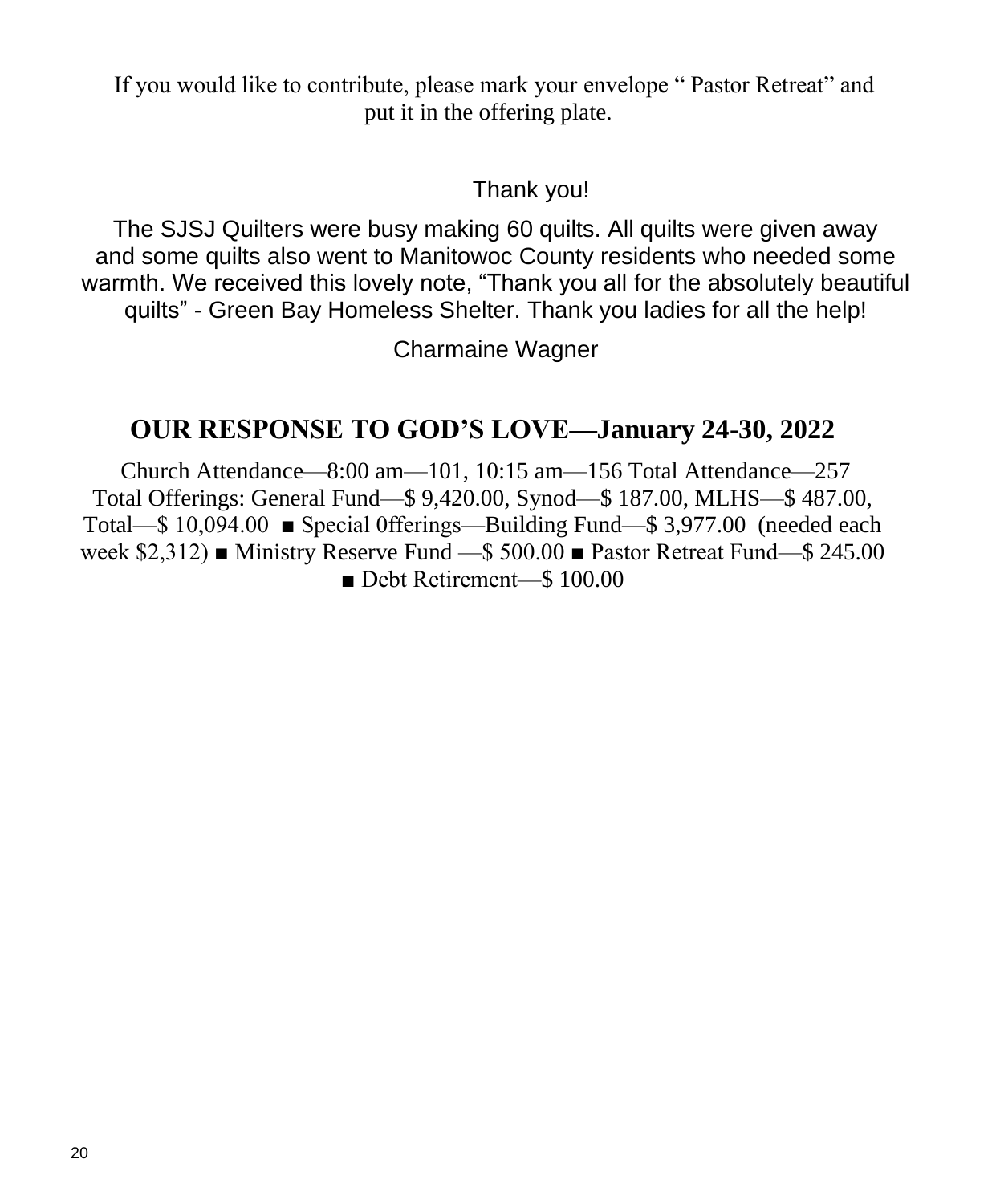If you would like to contribute, please mark your envelope " Pastor Retreat" and put it in the offering plate.

Thank you!

The SJSJ Quilters were busy making 60 quilts. All quilts were given away and some quilts also went to Manitowoc County residents who needed some warmth. We received this lovely note, "Thank you all for the absolutely beautiful quilts" - Green Bay Homeless Shelter. Thank you ladies for all the help!

Charmaine Wagner

## OUR RESPONSE TO GOD'S LOVE—January 24-30, 2022

Church Attendance—8:00 am—101, 10:15 am—156 Total Attendance—257
Total Offerings: General Fund—$ 9,420.00, Synod—$ 187.00, MLHS—$ 487.00, Total—$ 10,094.00 ■ Special 0fferings—Building Fund—$ 3,977.00 (needed each week $2,312) ■ Ministry Reserve Fund —$ 500.00 ■ Pastor Retreat Fund—$ 245.00 ■ Debt Retirement—$ 100.00